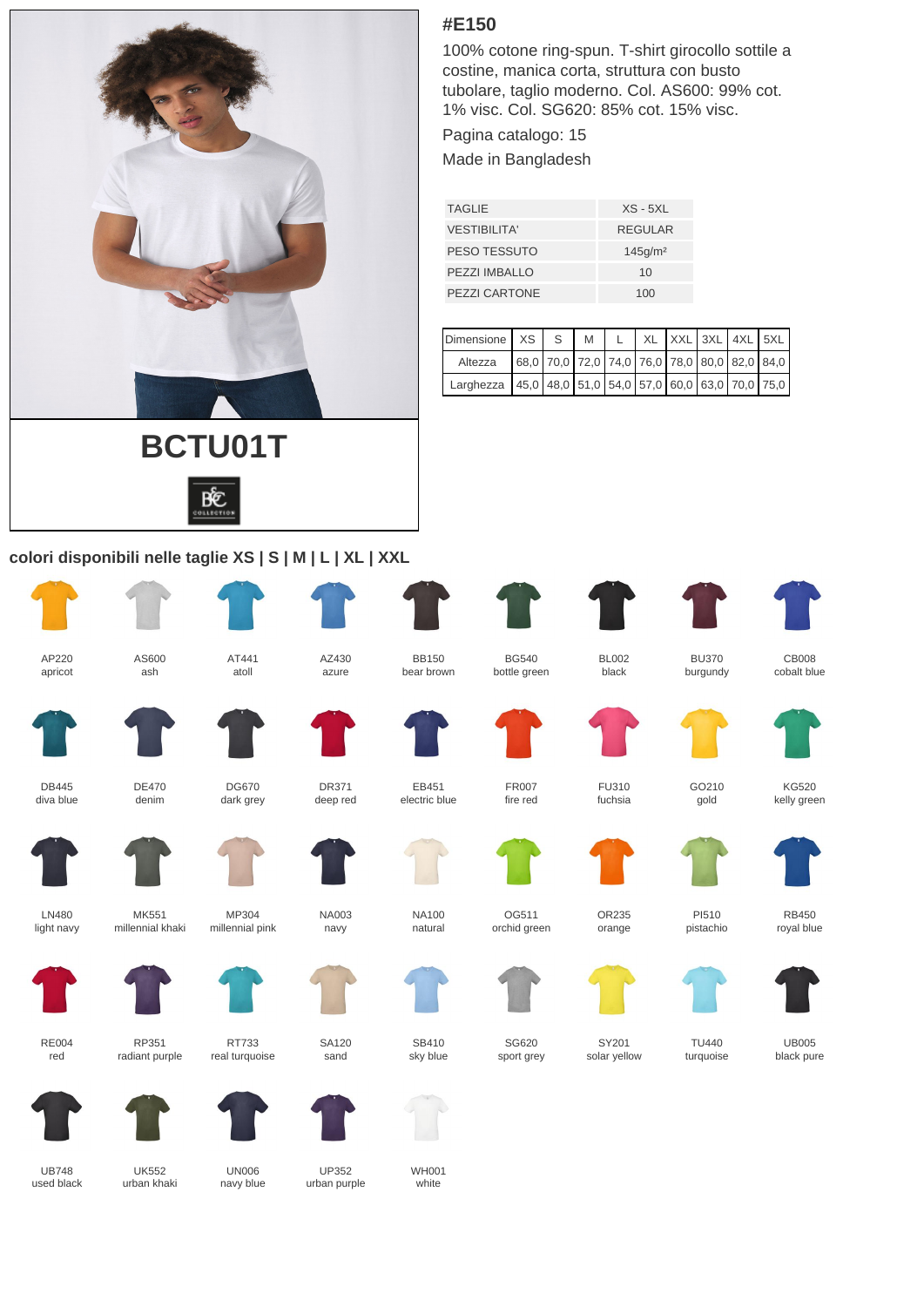# #E150

100% cotone ring-spun. T-shirt girocollo sottile a costine, manica corta, struttura con busto tubolare, taglio moderno. Col. AS600: 99% cot. 1% visc. Col. SG620: 85% cot. 15% visc.

Pagina catalogo: 15

Made in Bangladesh

| TAGLIE | XS - 5XL |
|---|---|
| VESTIBILITA' | REGULAR |
| PESO TESSUTO | 145g/m² |
| PEZZI IMBALLO | 10 |
| PEZZI CARTONE | 100 |

| Dimensione | XS | S | M | L | XL | XXL | 3XL | 4XL | 5XL |
|---|---|---|---|---|---|---|---|---|---|
| Altezza | 68,0 | 70,0 | 72,0 | 74,0 | 76,0 | 78,0 | 80,0 | 82,0 | 84,0 |
| Larghezza | 45,0 | 48,0 | 51,0 | 54,0 | 57,0 | 60,0 | 63,0 | 70,0 | 75,0 |

## BCTU01T

B&C COLLECTION

### colori disponibili nelle taglie XS | S | M | L | XL | XXL

| | | | | | | | | |
|---|---|---|---|---|---|---|---|---|
| AP220 apricot | AS600 ash | AT441 atoll | AZ430 azure | BB150 bear brown | BG540 bottle green | BL002 black | BU370 burgundy | CB008 cobalt blue |
| DB445 diva blue | DE470 denim | DG670 dark grey | DR371 deep red | EB451 electric blue | FR007 fire red | FU310 fuchsia | GO210 gold | KG520 kelly green |
| LN480 light navy | MK551 millennial khaki | MP304 millennial pink | NA003 navy | NA100 natural | OG511 orchid green | OR235 orange | PI510 pistachio | RB450 royal blue |
| RE004 red | RP351 radiant purple | RT733 real turquoise | SA120 sand | SB410 sky blue | SG620 sport grey | SY201 solar yellow | TU440 turquoise | UB005 black pure |
| UB748 used black | UK552 urban khaki | UN006 navy blue | UP352 urban purple | WH001 white | | | | |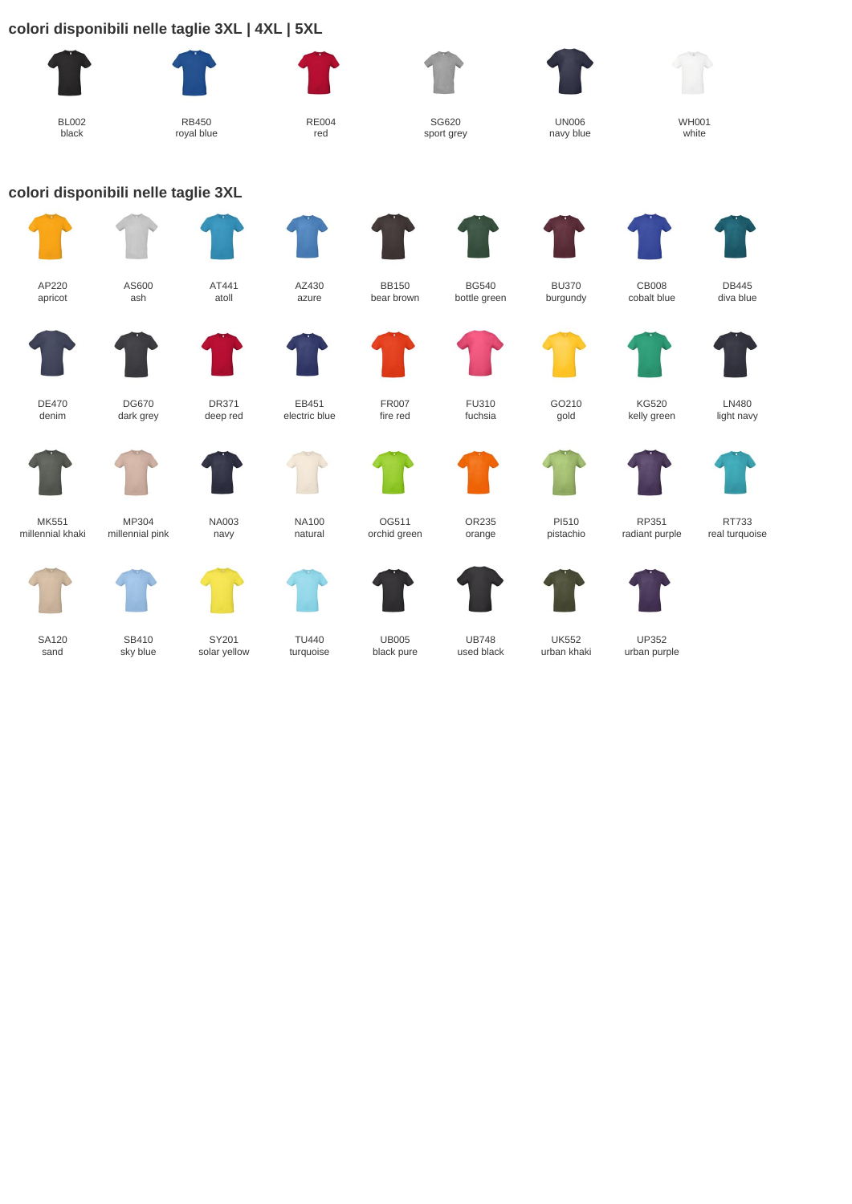## colori disponibili nelle taglie 3XL | 4XL | 5XL

BL002
black

RB450
royal blue

RE004
red

SG620
sport grey

UN006
navy blue

WH001
white

## colori disponibili nelle taglie 3XL

AP220
apricot

AS600
ash

AT441
atoll

AZ430
azure

BB150
bear brown

BG540
bottle green

BU370
burgundy

CB008
cobalt blue

DB445
diva blue

DE470
denim

DG670
dark grey

DR371
deep red

EB451
electric blue

FR007
fire red

FU310
fuchsia

GO210
gold

KG520
kelly green

LN480
light navy

MK551
millennial khaki

MP304
millennial pink

NA003
navy

NA100
natural

OG511
orchid green

OR235
orange

PI510
pistachio

RP351
radiant purple

RT733
real turquoise

SA120
sand

SB410
sky blue

SY201
solar yellow

TU440
turquoise

UB005
black pure

UB748
used black

UK552
urban khaki

UP352
urban purple